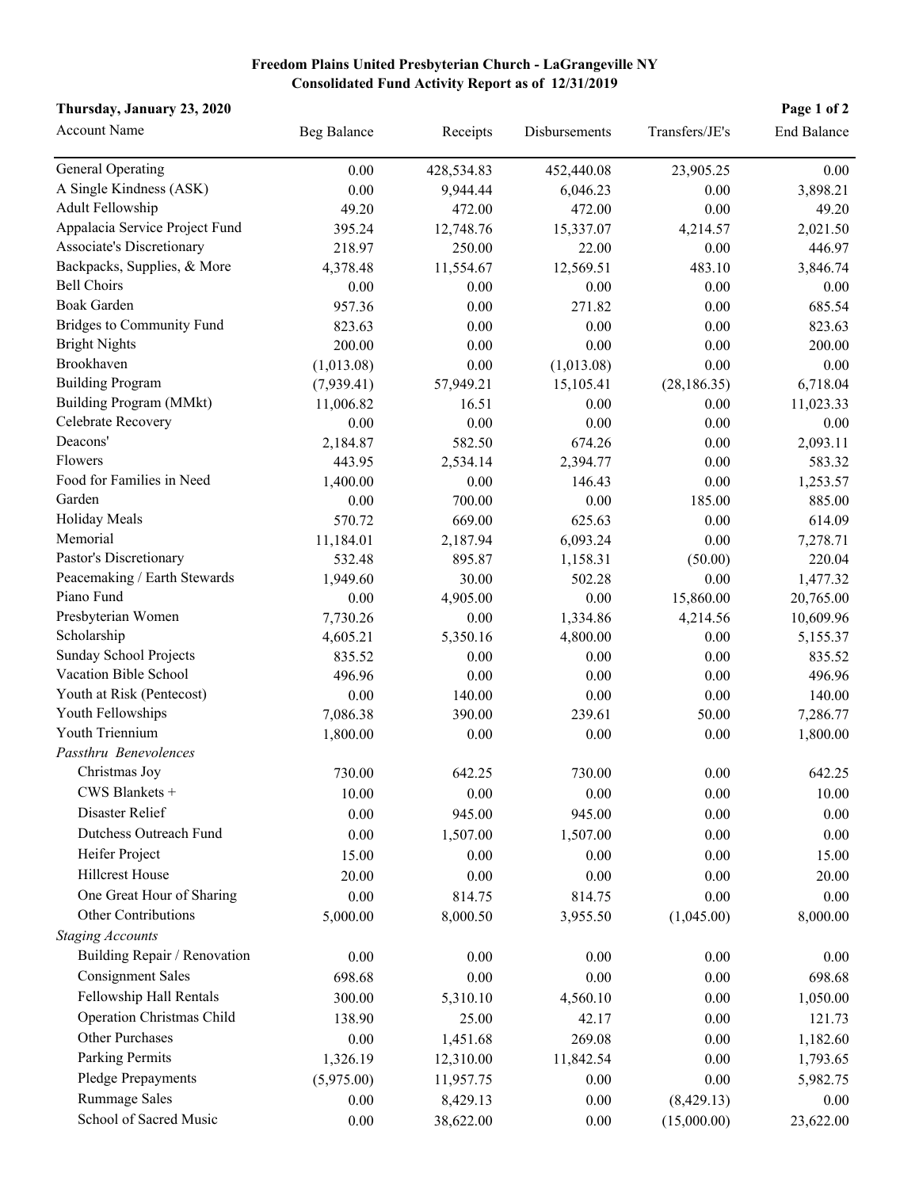**Freedom Plains United Presbyterian Church - LaGrangeville NY**
**Consolidated Fund Activity Report as of 12/31/2019**

**Thursday, January 23, 2020**

| Account Name | Beg Balance | Receipts | Disbursements | Transfers/JE's | End Balance |
|---|---|---|---|---|---|
| General Operating | 0.00 | 428,534.83 | 452,440.08 | 23,905.25 | 0.00 |
| A Single Kindness (ASK) | 0.00 | 9,944.44 | 6,046.23 | 0.00 | 3,898.21 |
| Adult Fellowship | 49.20 | 472.00 | 472.00 | 0.00 | 49.20 |
| Appalacia Service Project Fund | 395.24 | 12,748.76 | 15,337.07 | 4,214.57 | 2,021.50 |
| Associate's Discretionary | 218.97 | 250.00 | 22.00 | 0.00 | 446.97 |
| Backpacks, Supplies, & More | 4,378.48 | 11,554.67 | 12,569.51 | 483.10 | 3,846.74 |
| Bell Choirs | 0.00 | 0.00 | 0.00 | 0.00 | 0.00 |
| Boak Garden | 957.36 | 0.00 | 271.82 | 0.00 | 685.54 |
| Bridges to Community Fund | 823.63 | 0.00 | 0.00 | 0.00 | 823.63 |
| Bright Nights | 200.00 | 0.00 | 0.00 | 0.00 | 200.00 |
| Brookhaven | (1,013.08) | 0.00 | (1,013.08) | 0.00 | 0.00 |
| Building Program | (7,939.41) | 57,949.21 | 15,105.41 | (28,186.35) | 6,718.04 |
| Building Program (MMkt) | 11,006.82 | 16.51 | 0.00 | 0.00 | 11,023.33 |
| Celebrate Recovery | 0.00 | 0.00 | 0.00 | 0.00 | 0.00 |
| Deacons' | 2,184.87 | 582.50 | 674.26 | 0.00 | 2,093.11 |
| Flowers | 443.95 | 2,534.14 | 2,394.77 | 0.00 | 583.32 |
| Food for Families in Need | 1,400.00 | 0.00 | 146.43 | 0.00 | 1,253.57 |
| Garden | 0.00 | 700.00 | 0.00 | 185.00 | 885.00 |
| Holiday Meals | 570.72 | 669.00 | 625.63 | 0.00 | 614.09 |
| Memorial | 11,184.01 | 2,187.94 | 6,093.24 | 0.00 | 7,278.71 |
| Pastor's Discretionary | 532.48 | 895.87 | 1,158.31 | (50.00) | 220.04 |
| Peacemaking / Earth Stewards | 1,949.60 | 30.00 | 502.28 | 0.00 | 1,477.32 |
| Piano Fund | 0.00 | 4,905.00 | 0.00 | 15,860.00 | 20,765.00 |
| Presbyterian Women | 7,730.26 | 0.00 | 1,334.86 | 4,214.56 | 10,609.96 |
| Scholarship | 4,605.21 | 5,350.16 | 4,800.00 | 0.00 | 5,155.37 |
| Sunday School Projects | 835.52 | 0.00 | 0.00 | 0.00 | 835.52 |
| Vacation Bible School | 496.96 | 0.00 | 0.00 | 0.00 | 496.96 |
| Youth at Risk (Pentecost) | 0.00 | 140.00 | 0.00 | 0.00 | 140.00 |
| Youth Fellowships | 7,086.38 | 390.00 | 239.61 | 50.00 | 7,286.77 |
| Youth Triennium | 1,800.00 | 0.00 | 0.00 | 0.00 | 1,800.00 |
| *Passthru Benevolences* | | | | | |
| Christmas Joy | 730.00 | 642.25 | 730.00 | 0.00 | 642.25 |
| CWS Blankets + | 10.00 | 0.00 | 0.00 | 0.00 | 10.00 |
| Disaster Relief | 0.00 | 945.00 | 945.00 | 0.00 | 0.00 |
| Dutchess Outreach Fund | 0.00 | 1,507.00 | 1,507.00 | 0.00 | 0.00 |
| Heifer Project | 15.00 | 0.00 | 0.00 | 0.00 | 15.00 |
| Hillcrest House | 20.00 | 0.00 | 0.00 | 0.00 | 20.00 |
| One Great Hour of Sharing | 0.00 | 814.75 | 814.75 | 0.00 | 0.00 |
| Other Contributions | 5,000.00 | 8,000.50 | 3,955.50 | (1,045.00) | 8,000.00 |
| *Staging Accounts* | | | | | |
| Building Repair / Renovation | 0.00 | 0.00 | 0.00 | 0.00 | 0.00 |
| Consignment Sales | 698.68 | 0.00 | 0.00 | 0.00 | 698.68 |
| Fellowship Hall Rentals | 300.00 | 5,310.10 | 4,560.10 | 0.00 | 1,050.00 |
| Operation Christmas Child | 138.90 | 25.00 | 42.17 | 0.00 | 121.73 |
| Other Purchases | 0.00 | 1,451.68 | 269.08 | 0.00 | 1,182.60 |
| Parking Permits | 1,326.19 | 12,310.00 | 11,842.54 | 0.00 | 1,793.65 |
| Pledge Prepayments | (5,975.00) | 11,957.75 | 0.00 | 0.00 | 5,982.75 |
| Rummage Sales | 0.00 | 8,429.13 | 0.00 | (8,429.13) | 0.00 |
| School of Sacred Music | 0.00 | 38,622.00 | 0.00 | (15,000.00) | 23,622.00 |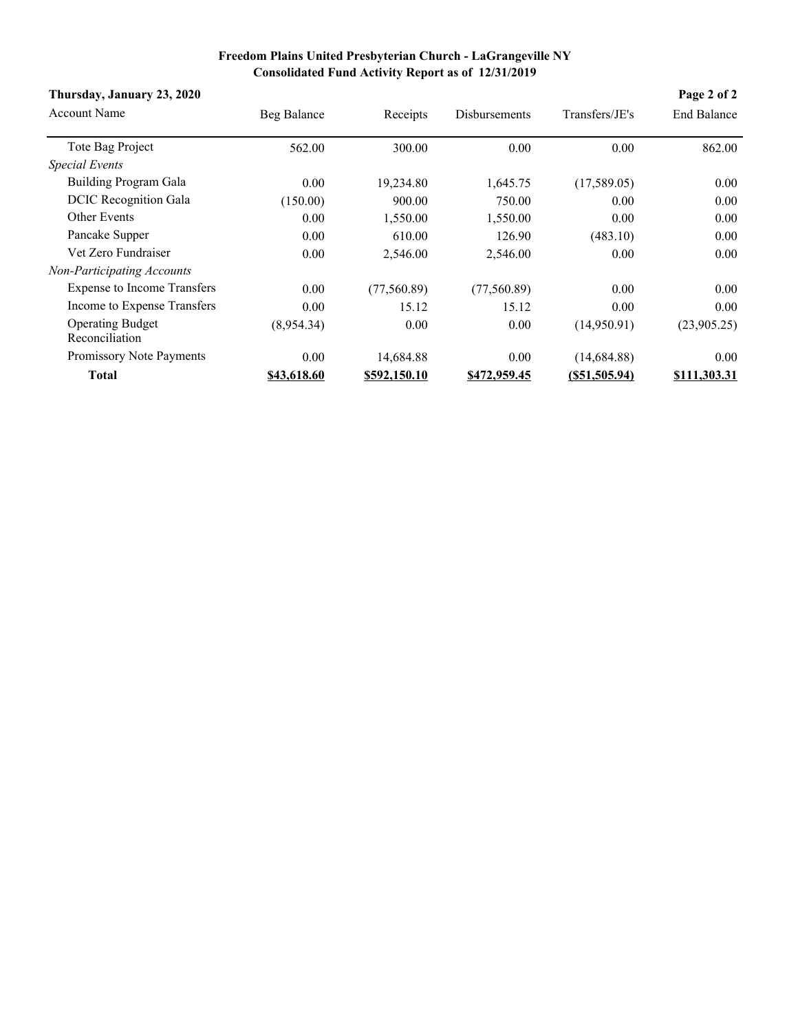**Freedom Plains United Presbyterian Church - LaGrangeville NY**
**Consolidated Fund Activity Report as of 12/31/2019**

**Thursday, January 23, 2020**

| Account Name | Beg Balance | Receipts | Disbursements | Transfers/JE's | End Balance |
|---|---|---|---|---|---|
| Tote Bag Project | 562.00 | 300.00 | 0.00 | 0.00 | 862.00 |
| *Special Events* | | | | | |
| Building Program Gala | 0.00 | 19,234.80 | 1,645.75 | (17,589.05) | 0.00 |
| DCIC Recognition Gala | (150.00) | 900.00 | 750.00 | 0.00 | 0.00 |
| Other Events | 0.00 | 1,550.00 | 1,550.00 | 0.00 | 0.00 |
| Pancake Supper | 0.00 | 610.00 | 126.90 | (483.10) | 0.00 |
| Vet Zero Fundraiser | 0.00 | 2,546.00 | 2,546.00 | 0.00 | 0.00 |
| *Non-Participating Accounts* | | | | | |
| Expense to Income Transfers | 0.00 | (77,560.89) | (77,560.89) | 0.00 | 0.00 |
| Income to Expense Transfers | 0.00 | 15.12 | 15.12 | 0.00 | 0.00 |
| Operating Budget Reconciliation | (8,954.34) | 0.00 | 0.00 | (14,950.91) | (23,905.25) |
| Promissory Note Payments | 0.00 | 14,684.88 | 0.00 | (14,684.88) | 0.00 |
| **Total** | **$43,618.60** | **$592,150.10** | **$472,959.45** | **($51,505.94)** | **$111,303.31** |